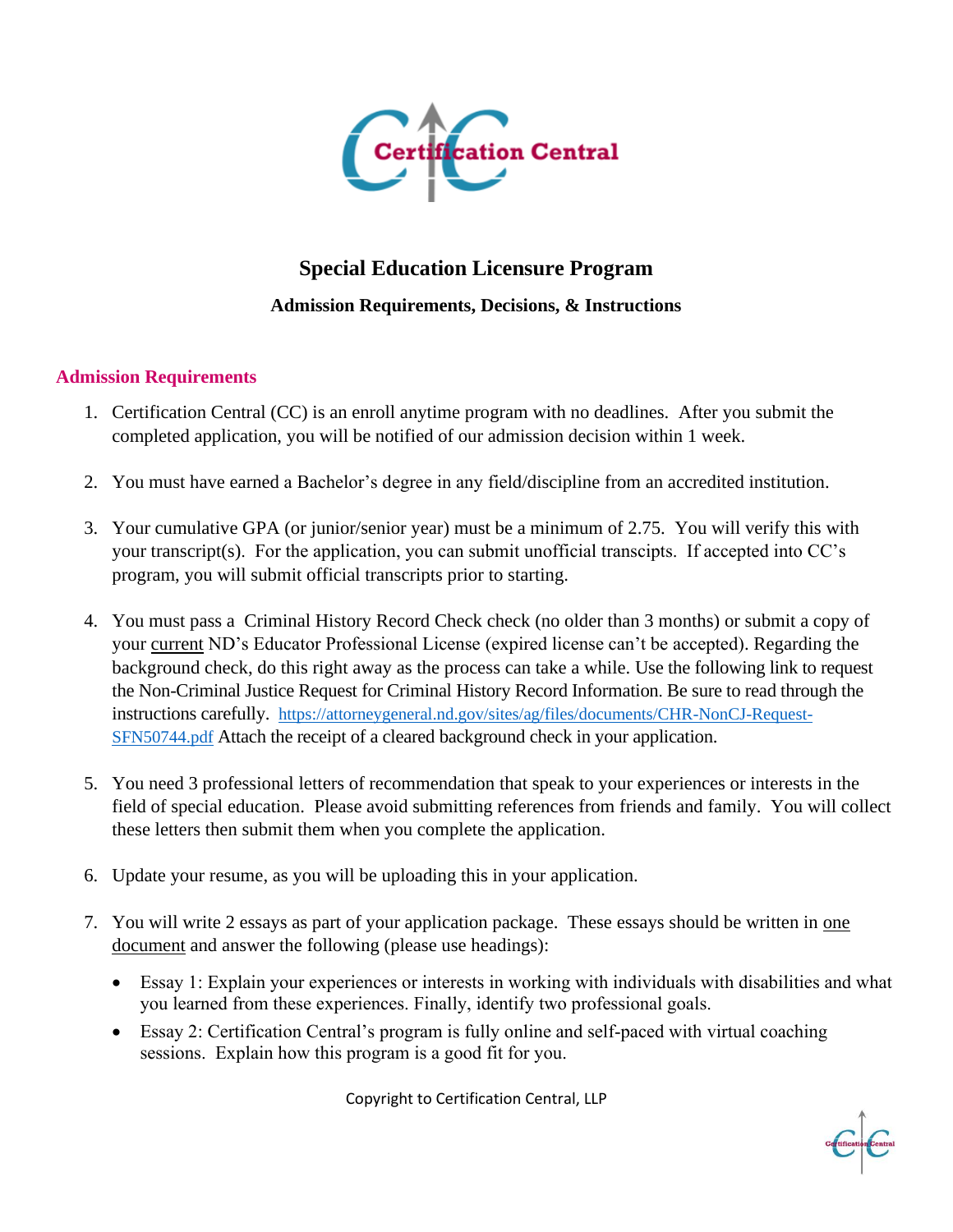# Special Education Licensure Program

## Admission Requirements, Decisions, & Instructions

### Admission Requirements

1. Certification Central (CC) is an enroll anytime program with no deadlines. After you submit the completed application, you will be notified of our admission decision within 1 week.

2. You must have earned a Bachelor's degree in any field/discipline from an accredited institution.

3. Your cumulative GPA (or junior/senior year) must be a minimum of 2.75. You will verify this with your transcript(s). For the application, you can submit unofficial transcipts. If accepted into CC's program, you will submit official transcripts prior to starting.

4. You must pass a Criminal History Record Check check (no older than 3 months) or submit a copy of your current ND's Educator Professional License (expired license can't be accepted). Regarding the background check, do this right away as the process can take a while. Use the following link to request the Non-Criminal Justice Request for Criminal History Record Information. Be sure to read through the instructions carefully. https://attorneygeneral.nd.gov/sites/ag/files/documents/CHR-NonCJ-Request-SFN50744.pdf Attach the receipt of a cleared background check in your application.

5. You need 3 professional letters of recommendation that speak to your experiences or interests in the field of special education. Please avoid submitting references from friends and family. You will collect these letters then submit them when you complete the application.

6. Update your resume, as you will be uploading this in your application.

7. You will write 2 essays as part of your application package. These essays should be written in one document and answer the following (please use headings):
   - Essay 1: Explain your experiences or interests in working with individuals with disabilities and what you learned from these experiences. Finally, identify two professional goals.
   - Essay 2: Certification Central's program is fully online and self-paced with virtual coaching sessions. Explain how this program is a good fit for you.

Copyright to Certification Central, LLP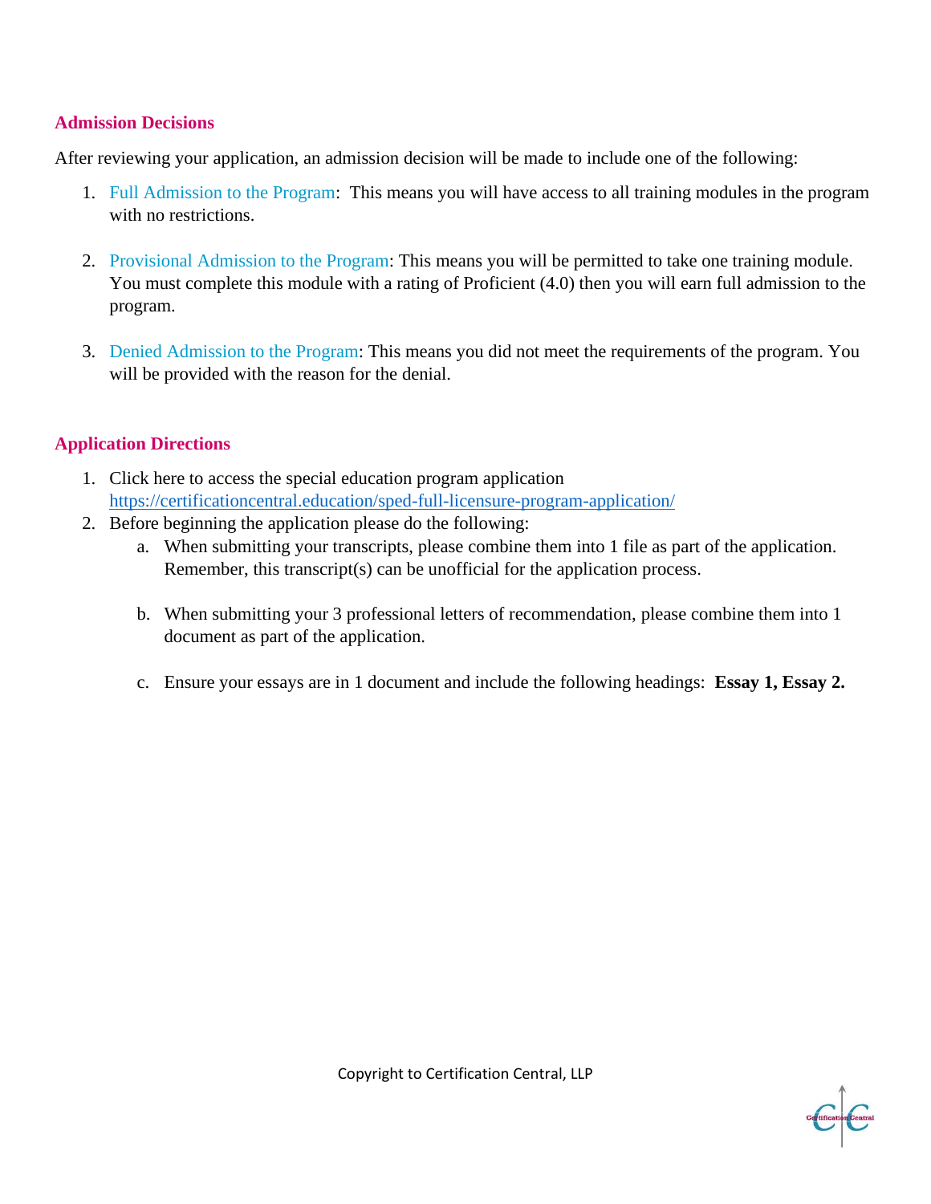## Admission Decisions

After reviewing your application, an admission decision will be made to include one of the following:

1. Full Admission to the Program: This means you will have access to all training modules in the program with no restrictions.

2. Provisional Admission to the Program: This means you will be permitted to take one training module. You must complete this module with a rating of Proficient (4.0) then you will earn full admission to the program.

3. Denied Admission to the Program: This means you did not meet the requirements of the program. You will be provided with the reason for the denial.

## Application Directions

1. Click here to access the special education program application https://certificationcentral.education/sped-full-licensure-program-application/
2. Before beginning the application please do the following:
   a. When submitting your transcripts, please combine them into 1 file as part of the application. Remember, this transcript(s) can be unofficial for the application process.

   b. When submitting your 3 professional letters of recommendation, please combine them into 1 document as part of the application.

   c. Ensure your essays are in 1 document and include the following headings: **Essay 1, Essay 2.**